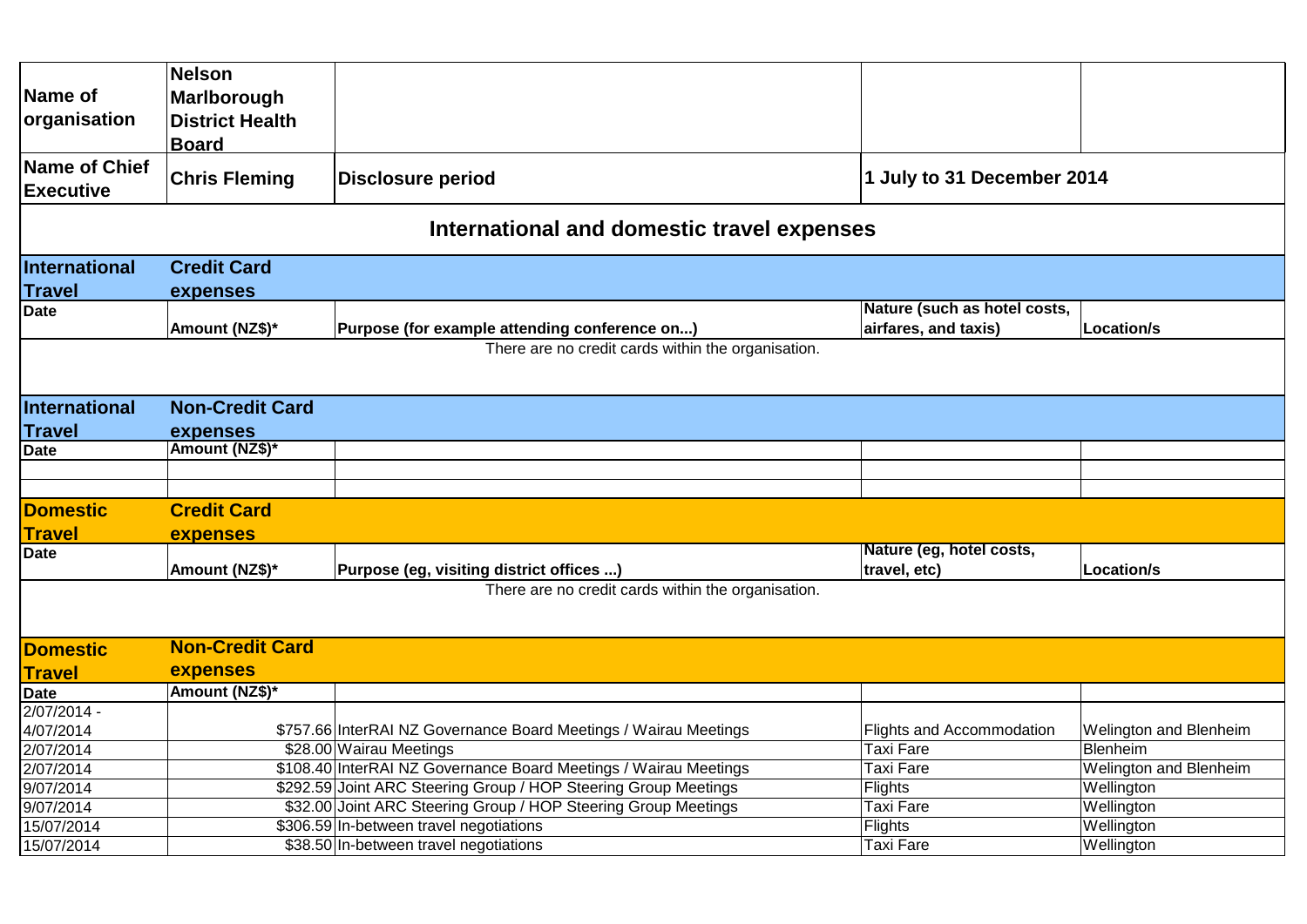| Name of organisation | Nelson Marlborough District Health Board | | | |
|---|---|---|---|---|
| **Name of Chief Executive** | **Chris Fleming** | **Disclosure period** | **1 July to 31 December 2014** | |

## International and domestic travel expenses

### International Travel — Credit Card expenses

| Date | Amount (NZ$)* | Purpose (for example attending conference on...) | Nature (such as hotel costs, airfares, and taxis) | Location/s |
|---|---|---|---|---|
| | | There are no credit cards within the organisation. | | |

### International Travel — Non-Credit Card expenses

| Date | Amount (NZ$)* | | | |
|---|---|---|---|---|
| | | | | |
| | | | | |

### Domestic Travel — Credit Card expenses

| Date | Amount (NZ$)* | Purpose (eg, visiting district offices ...) | Nature (eg, hotel costs, travel, etc) | Location/s |
|---|---|---|---|---|
| | | There are no credit cards within the organisation. | | |

### Domestic Travel — Non-Credit Card expenses

| Date | Amount (NZ$)* | | | |
|---|---|---|---|---|
| 2/07/2014 - 4/07/2014 | $757.66 | InterRAI NZ Governance Board Meetings / Wairau Meetings | Flights and Accommodation | Welington and Blenheim |
| 2/07/2014 | $28.00 | Wairau Meetings | Taxi Fare | Blenheim |
| 2/07/2014 | $108.40 | InterRAI NZ Governance Board Meetings / Wairau Meetings | Taxi Fare | Welington and Blenheim |
| 9/07/2014 | $292.59 | Joint ARC Steering Group / HOP Steering Group Meetings | Flights | Wellington |
| 9/07/2014 | $32.00 | Joint ARC Steering Group / HOP Steering Group Meetings | Taxi Fare | Wellington |
| 15/07/2014 | $306.59 | In-between travel negotiations | Flights | Wellington |
| 15/07/2014 | $38.50 | In-between travel negotiations | Taxi Fare | Wellington |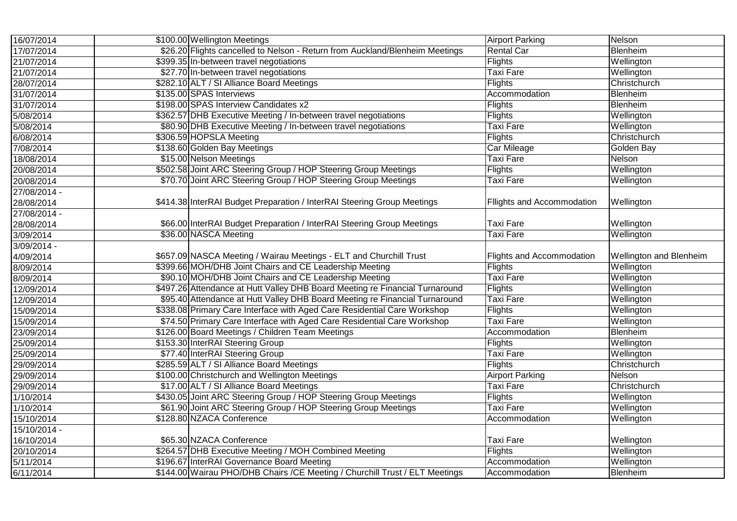| | | | | |
|---|---|---|---|---|
| 16/07/2014 | $100.00 | Wellington Meetings | Airport Parking | Nelson |
| 17/07/2014 | $26.20 | Flights cancelled to Nelson - Return from Auckland/Blenheim Meetings | Rental Car | Blenheim |
| 21/07/2014 | $399.35 | In-between travel negotiations | Flights | Wellington |
| 21/07/2014 | $27.70 | In-between travel negotiations | Taxi Fare | Wellington |
| 28/07/2014 | $282.10 | ALT / SI Alliance Board Meetings | Flights | Christchurch |
| 31/07/2014 | $135.00 | SPAS Interviews | Accommodation | Blenheim |
| 31/07/2014 | $198.00 | SPAS Interview Candidates x2 | Flights | Blenheim |
| 5/08/2014 | $362.57 | DHB Executive Meeting / In-between travel negotiations | Flights | Wellington |
| 5/08/2014 | $80.90 | DHB Executive Meeting / In-between travel negotiations | Taxi Fare | Wellington |
| 6/08/2014 | $306.59 | HOPSLA Meeting | Flights | Christchurch |
| 7/08/2014 | $138.60 | Golden Bay Meetings | Car Mileage | Golden Bay |
| 18/08/2014 | $15.00 | Nelson Meetings | Taxi Fare | Nelson |
| 20/08/2014 | $502.58 | Joint ARC Steering Group / HOP Steering Group Meetings | Flights | Wellington |
| 20/08/2014 | $70.70 | Joint ARC Steering Group / HOP Steering Group Meetings | Taxi Fare | Wellington |
| 27/08/2014 - 28/08/2014 | $414.38 | InterRAI Budget Preparation / InterRAI Steering Group Meetings | Fllights and Accommodation | Wellington |
| 27/08/2014 - 28/08/2014 | $66.00 | InterRAI Budget Preparation / InterRAI Steering Group Meetings | Taxi Fare | Wellington |
| 3/09/2014 | $36.00 | NASCA Meeting | Taxi Fare | Wellington |
| 3/09/2014 - 4/09/2014 | $657.09 | NASCA Meeting / Wairau Meetings - ELT and Churchill Trust | Flights and Accommodation | Wellington and Blenheim |
| 8/09/2014 | $399.66 | MOH/DHB Joint Chairs and CE Leadership Meeting | Flights | Wellington |
| 8/09/2014 | $90.10 | MOH/DHB Joint Chairs and CE Leadership Meeting | Taxi Fare | Wellington |
| 12/09/2014 | $497.26 | Attendance at Hutt Valley DHB Board Meeting re Financial Turnaround | Flights | Wellington |
| 12/09/2014 | $95.40 | Attendance at Hutt Valley DHB Board Meeting re Financial Turnaround | Taxi Fare | Wellington |
| 15/09/2014 | $338.08 | Primary Care Interface with Aged Care Residential Care Workshop | Flights | Wellington |
| 15/09/2014 | $74.50 | Primary Care Interface with Aged Care Residential Care Workshop | Taxi Fare | Wellington |
| 23/09/2014 | $126.00 | Board Meetings / Children Team Meetings | Accommodation | Blenheim |
| 25/09/2014 | $153.30 | InterRAI Steering Group | Flights | Wellington |
| 25/09/2014 | $77.40 | InterRAI Steering Group | Taxi Fare | Wellington |
| 29/09/2014 | $285.59 | ALT / SI Alliance Board Meetings | Flights | Christchurch |
| 29/09/2014 | $100.00 | Christchurch and Wellington Meetings | Airport Parking | Nelson |
| 29/09/2014 | $17.00 | ALT / SI Alliance Board Meetings | Taxi Fare | Christchurch |
| 1/10/2014 | $430.05 | Joint ARC Steering Group / HOP Steering Group Meetings | Flights | Wellington |
| 1/10/2014 | $61.90 | Joint ARC Steering Group / HOP Steering Group Meetings | Taxi Fare | Wellington |
| 15/10/2014 | $128.80 | NZACA Conference | Accommodation | Wellington |
| 15/10/2014 - 16/10/2014 | $65.30 | NZACA Conference | Taxi Fare | Wellington |
| 20/10/2014 | $264.57 | DHB Executive Meeting / MOH Combined Meeting | Flights | Wellington |
| 5/11/2014 | $196.67 | InterRAI Governance Board Meeting | Accommodation | Wellington |
| 6/11/2014 | $144.00 | Wairau PHO/DHB Chairs /CE Meeting / Churchill Trust / ELT Meetings | Accommodation | Blenheim |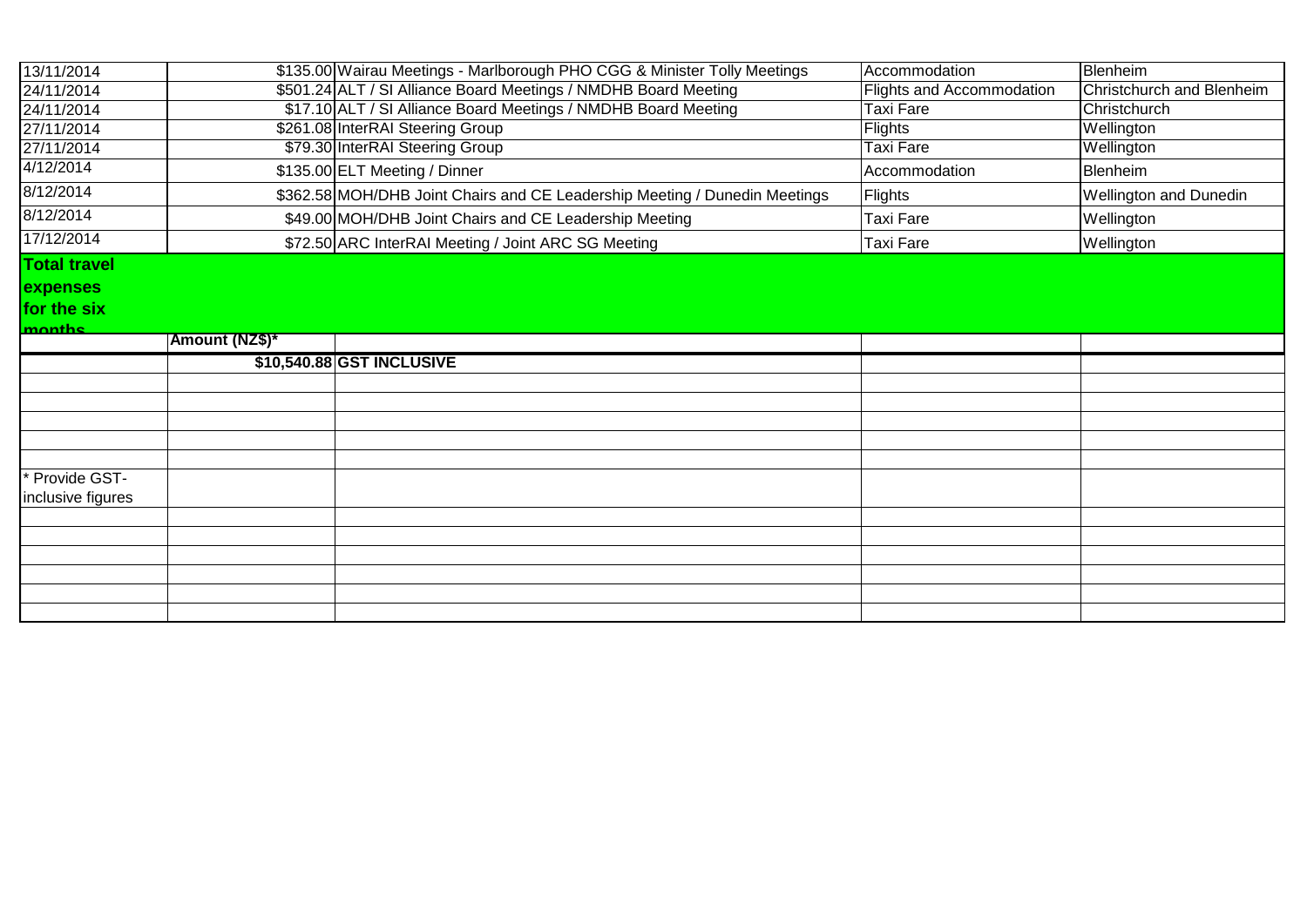| | | | | |
|---|---|---|---|---|
| 13/11/2014 | $135.00 | Wairau Meetings - Marlborough PHO CGG & Minister Tolly Meetings | Accommodation | Blenheim |
| 24/11/2014 | $501.24 | ALT / SI Alliance Board Meetings / NMDHB Board Meeting | Flights and Accommodation | Christchurch and Blenheim |
| 24/11/2014 | $17.10 | ALT / SI Alliance Board Meetings / NMDHB Board Meeting | Taxi Fare | Christchurch |
| 27/11/2014 | $261.08 | InterRAI Steering Group | Flights | Wellington |
| 27/11/2014 | $79.30 | InterRAI Steering Group | Taxi Fare | Wellington |
| 4/12/2014 | $135.00 | ELT Meeting / Dinner | Accommodation | Blenheim |
| 8/12/2014 | $362.58 | MOH/DHB Joint Chairs and CE Leadership Meeting / Dunedin Meetings | Flights | Wellington and Dunedin |
| 8/12/2014 | $49.00 | MOH/DHB Joint Chairs and CE Leadership Meeting | Taxi Fare | Wellington |
| 17/12/2014 | $72.50 | ARC InterRAI Meeting / Joint ARC SG Meeting | Taxi Fare | Wellington |
| **Total travel expenses for the six months** | | | | |
| | **Amount (NZ$)*** | | | |
| | **$10,540.88** | **GST INCLUSIVE** | | |
| | | | | |
| | | | | |
| | | | | |
| | | | | |
| | | | | |
| * Provide GST-inclusive figures | | | | |
| | | | | |
| | | | | |
| | | | | |
| | | | | |
| | | | | |
| | | | | |